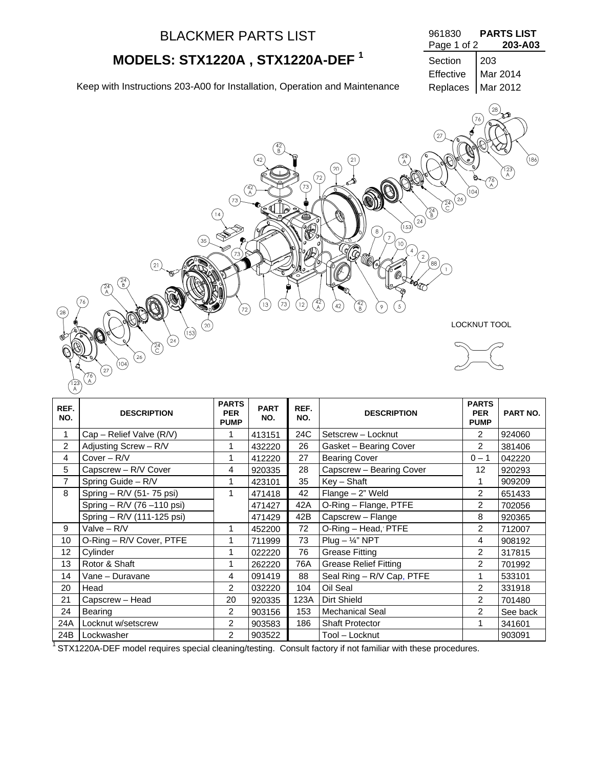# BLACKMER PARTS LIST

## MODELS: STX1220A , STX1220A-DEF [1]

Keep with Instructions 203-A00 for Installation, Operation and Maintenance

| 961830 | **PARTS LIST** |
|---|---|
| Page 1 of 2 | **203-A03** |
| Section | 203 |
| Effective | Mar 2014 |
| Replaces | Mar 2012 |

LOCKNUT TOOL

| REF. NO. | DESCRIPTION | PARTS PER PUMP | PART NO. | REF. NO. | DESCRIPTION | PARTS PER PUMP | PART NO. |
|---|---|---|---|---|---|---|---|
| 1 | Cap – Relief Valve (R/V) | 1 | 413151 | 24C | Setscrew – Locknut | 2 | 924060 |
| 2 | Adjusting Screw – R/V | 1 | 432220 | 26 | Gasket – Bearing Cover | 2 | 381406 |
| 4 | Cover – R/V | 1 | 412220 | 27 | Bearing Cover | 0 – 1 | 042220 |
| 5 | Capscrew – R/V Cover | 4 | 920335 | 28 | Capscrew – Bearing Cover | 12 | 920293 |
| 7 | Spring Guide – R/V | 1 | 423101 | 35 | Key – Shaft | 1 | 909209 |
| 8 | Spring – R/V (51- 75 psi) | 1 | 471418 | 42 | Flange – 2" Weld | 2 | 651433 |
| | Spring – R/V (76 –110 psi) | | 471427 | 42A | O-Ring – Flange, PTFE | 2 | 702056 |
| | Spring – R/V (111-125 psi) | | 471429 | 42B | Capscrew – Flange | 8 | 920365 |
| 9 | Valve – R/V | 1 | 452200 | 72 | O-Ring – Head, PTFE | 2 | 712007 |
| 10 | O-Ring – R/V Cover, PTFE | 1 | 711999 | 73 | Plug – ¼" NPT | 4 | 908192 |
| 12 | Cylinder | 1 | 022220 | 76 | Grease Fitting | 2 | 317815 |
| 13 | Rotor & Shaft | 1 | 262220 | 76A | Grease Relief Fitting | 2 | 701992 |
| 14 | Vane – Duravane | 4 | 091419 | 88 | Seal Ring – R/V Cap, PTFE | 1 | 533101 |
| 20 | Head | 2 | 032220 | 104 | Oil Seal | 2 | 331918 |
| 21 | Capscrew – Head | 20 | 920335 | 123A | Dirt Shield | 2 | 701480 |
| 24 | Bearing | 2 | 903156 | 153 | Mechanical Seal | 2 | See back |
| 24A | Locknut w/setscrew | 2 | 903583 | 186 | Shaft Protector | 1 | 341601 |
| 24B | Lockwasher | 2 | 903522 | | Tool – Locknut | | 903091 |

[1] STX1220A-DEF model requires special cleaning/testing. Consult factory if not familiar with these procedures.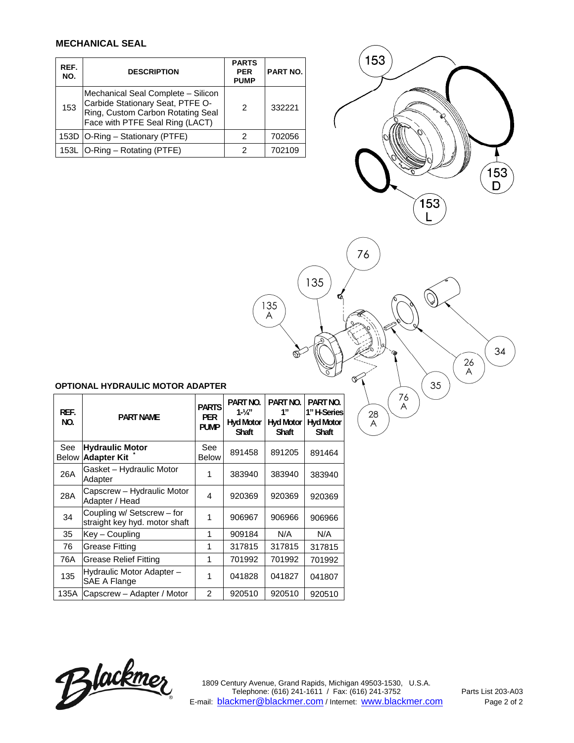## MECHANICAL SEAL

| REF. NO. | DESCRIPTION | PARTS PER PUMP | PART NO. |
|---|---|---|---|
| 153 | Mechanical Seal Complete – Silicon Carbide Stationary Seat, PTFE O-Ring, Custom Carbon Rotating Seal Face with PTFE Seal Ring (LACT) | 2 | 332221 |
| 153D | O-Ring – Stationary (PTFE) | 2 | 702056 |
| 153L | O-Ring – Rotating (PTFE) | 2 | 702109 |

153
153 D
153 L

76
135
135 A
34
26 A
35
76 A
28 A

## OPTIONAL HYDRAULIC MOTOR ADAPTER

| REF. NO. | PART NAME | PARTS PER PUMP | PART NO. 1-¼" Hyd Motor Shaft | PART NO. 1" Hyd Motor Shaft | PART NO. 1" H-Series Hyd Motor Shaft |
|---|---|---|---|---|---|
| See Below | **Hydraulic Motor Adapter Kit** * | See Below | 891458 | 891205 | 891464 |
| 26A | Gasket – Hydraulic Motor Adapter | 1 | 383940 | 383940 | 383940 |
| 28A | Capscrew – Hydraulic Motor Adapter / Head | 4 | 920369 | 920369 | 920369 |
| 34 | Coupling w/ Setscrew – for straight key hyd. motor shaft | 1 | 906967 | 906966 | 906966 |
| 35 | Key – Coupling | 1 | 909184 | N/A | N/A |
| 76 | Grease Fitting | 1 | 317815 | 317815 | 317815 |
| 76A | Grease Relief Fitting | 1 | 701992 | 701992 | 701992 |
| 135 | Hydraulic Motor Adapter – SAE A Flange | 1 | 041828 | 041827 | 041807 |
| 135A | Capscrew – Adapter / Motor | 2 | 920510 | 920510 | 920510 |

Blackmer

1809 Century Avenue, Grand Rapids, Michigan 49503-1530, U.S.A.
Telephone: (616) 241-1611 / Fax: (616) 241-3752
E-mail: blackmer@blackmer.com / Internet: www.blackmer.com

Parts List 203-A03